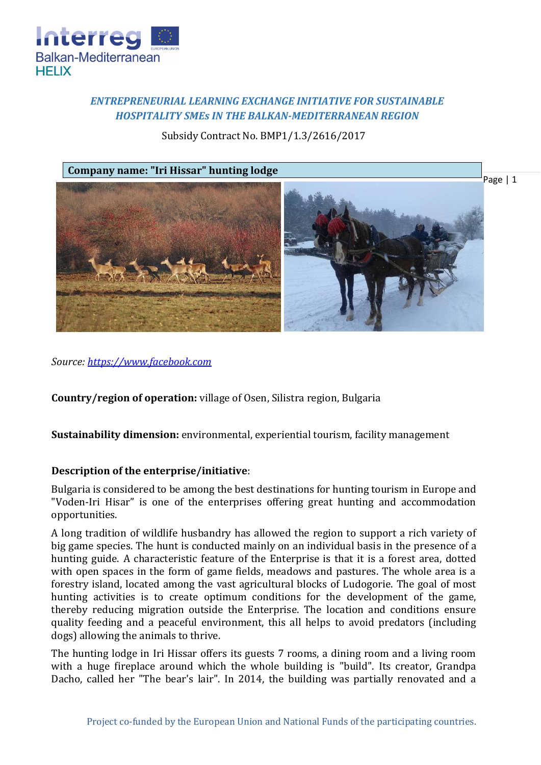*ENTREPRENEURIAL LEARNING EXCHANGE INITIATIVE FOR SUSTAINABLE HOSPITALITY SMEs IN THE BALKAN-MEDITERRANEAN REGION*

Subsidy Contract No. BMP1/1.3/2616/2017

**Company name: "Iri Hissar" hunting lodge**

*Source: https://www.facebook.com*

**Country/region of operation:** village of Osen, Silistra region, Bulgaria

**Sustainability dimension:** environmental, experiential tourism, facility management

**Description of the enterprise/initiative**:

Bulgaria is considered to be among the best destinations for hunting tourism in Europe and "Voden-Iri Hisar" is one of the enterprises offering great hunting and accommodation opportunities.

A long tradition of wildlife husbandry has allowed the region to support a rich variety of big game species. The hunt is conducted mainly on an individual basis in the presence of a hunting guide. A characteristic feature of the Enterprise is that it is a forest area, dotted with open spaces in the form of game fields, meadows and pastures. The whole area is a forestry island, located among the vast agricultural blocks of Ludogorie. The goal of most hunting activities is to create optimum conditions for the development of the game, thereby reducing migration outside the Enterprise. The location and conditions ensure quality feeding and a peaceful environment, this all helps to avoid predators (including dogs) allowing the animals to thrive.

The hunting lodge in Iri Hissar offers its guests 7 rooms, a dining room and a living room with a huge fireplace around which the whole building is "build". Its creator, Grandpa Dacho, called her "The bear's lair". In 2014, the building was partially renovated and a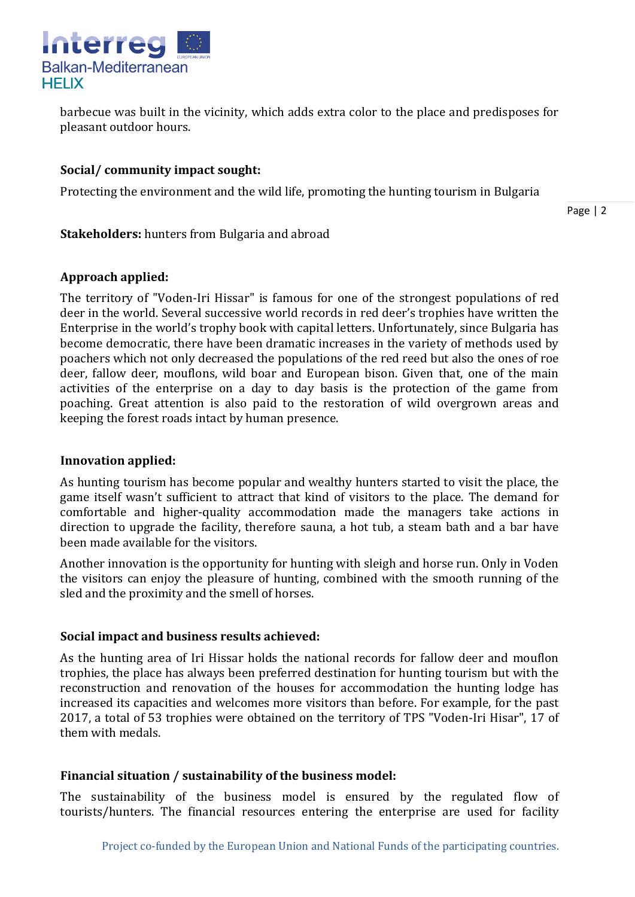barbecue was built in the vicinity, which adds extra color to the place and predisposes for pleasant outdoor hours.

**Social/ community impact sought:**

Protecting the environment and the wild life, promoting the hunting tourism in Bulgaria

**Stakeholders:** hunters from Bulgaria and abroad

**Approach applied:**

The territory of "Voden-Iri Hissar" is famous for one of the strongest populations of red deer in the world. Several successive world records in red deer's trophies have written the Enterprise in the world's trophy book with capital letters. Unfortunately, since Bulgaria has become democratic, there have been dramatic increases in the variety of methods used by poachers which not only decreased the populations of the red reed but also the ones of roe deer, fallow deer, mouflons, wild boar and European bison. Given that, one of the main activities of the enterprise on a day to day basis is the protection of the game from poaching. Great attention is also paid to the restoration of wild overgrown areas and keeping the forest roads intact by human presence.

**Innovation applied:**

As hunting tourism has become popular and wealthy hunters started to visit the place, the game itself wasn't sufficient to attract that kind of visitors to the place. The demand for comfortable and higher-quality accommodation made the managers take actions in direction to upgrade the facility, therefore sauna, a hot tub, a steam bath and a bar have been made available for the visitors.

Another innovation is the opportunity for hunting with sleigh and horse run. Only in Voden the visitors can enjoy the pleasure of hunting, combined with the smooth running of the sled and the proximity and the smell of horses.

**Social impact and business results achieved:**

As the hunting area of Iri Hissar holds the national records for fallow deer and mouflon trophies, the place has always been preferred destination for hunting tourism but with the reconstruction and renovation of the houses for accommodation the hunting lodge has increased its capacities and welcomes more visitors than before. For example, for the past 2017, a total of 53 trophies were obtained on the territory of TPS "Voden-Iri Hisar", 17 of them with medals.

**Financial situation / sustainability of the business model:**

The sustainability of the business model is ensured by the regulated flow of tourists/hunters. The financial resources entering the enterprise are used for facility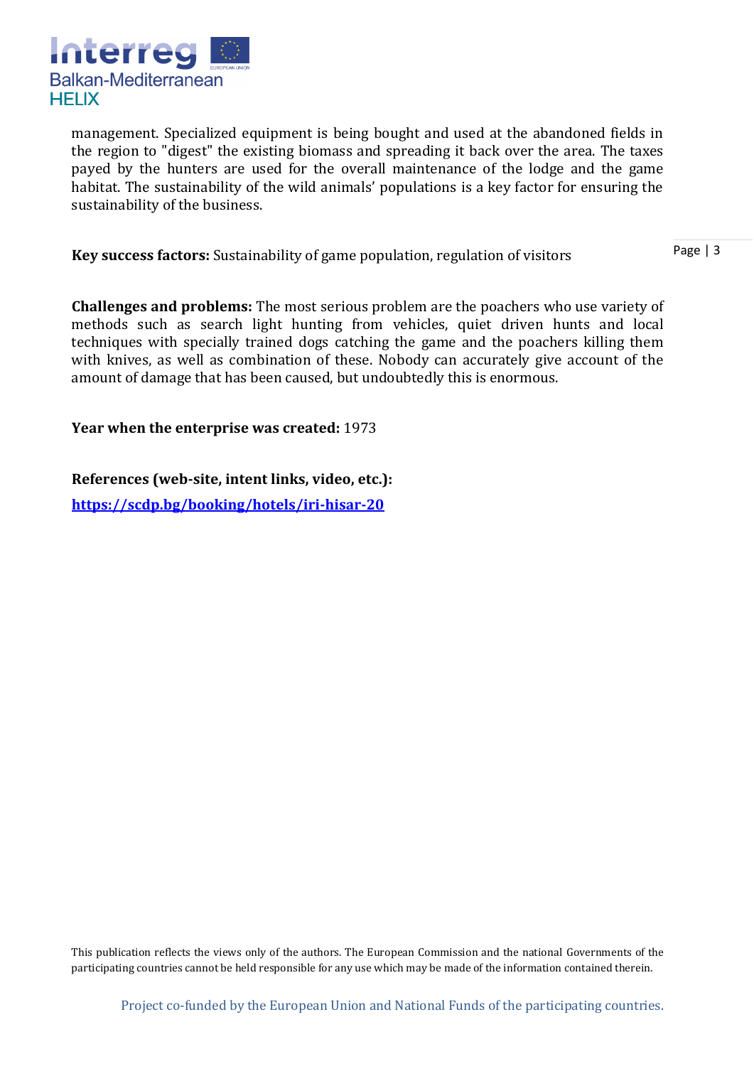management. Specialized equipment is being bought and used at the abandoned fields in the region to "digest" the existing biomass and spreading it back over the area. The taxes payed by the hunters are used for the overall maintenance of the lodge and the game habitat. The sustainability of the wild animals' populations is a key factor for ensuring the sustainability of the business.

**Key success factors:** Sustainability of game population, regulation of visitors

**Challenges and problems:** The most serious problem are the poachers who use variety of methods such as search light hunting from vehicles, quiet driven hunts and local techniques with specially trained dogs catching the game and the poachers killing them with knives, as well as combination of these. Nobody can accurately give account of the amount of damage that has been caused, but undoubtedly this is enormous.

**Year when the enterprise was created:** 1973

**References (web-site, intent links, video, etc.):**

**[https://scdp.bg/booking/hotels/iri-hisar-20](https://scdp.bg/booking/hotels/iri-hisar-20)**

This publication reflects the views only of the authors. The European Commission and the national Governments of the participating countries cannot be held responsible for any use which may be made of the information contained therein.

Project co-funded by the European Union and National Funds of the participating countries.